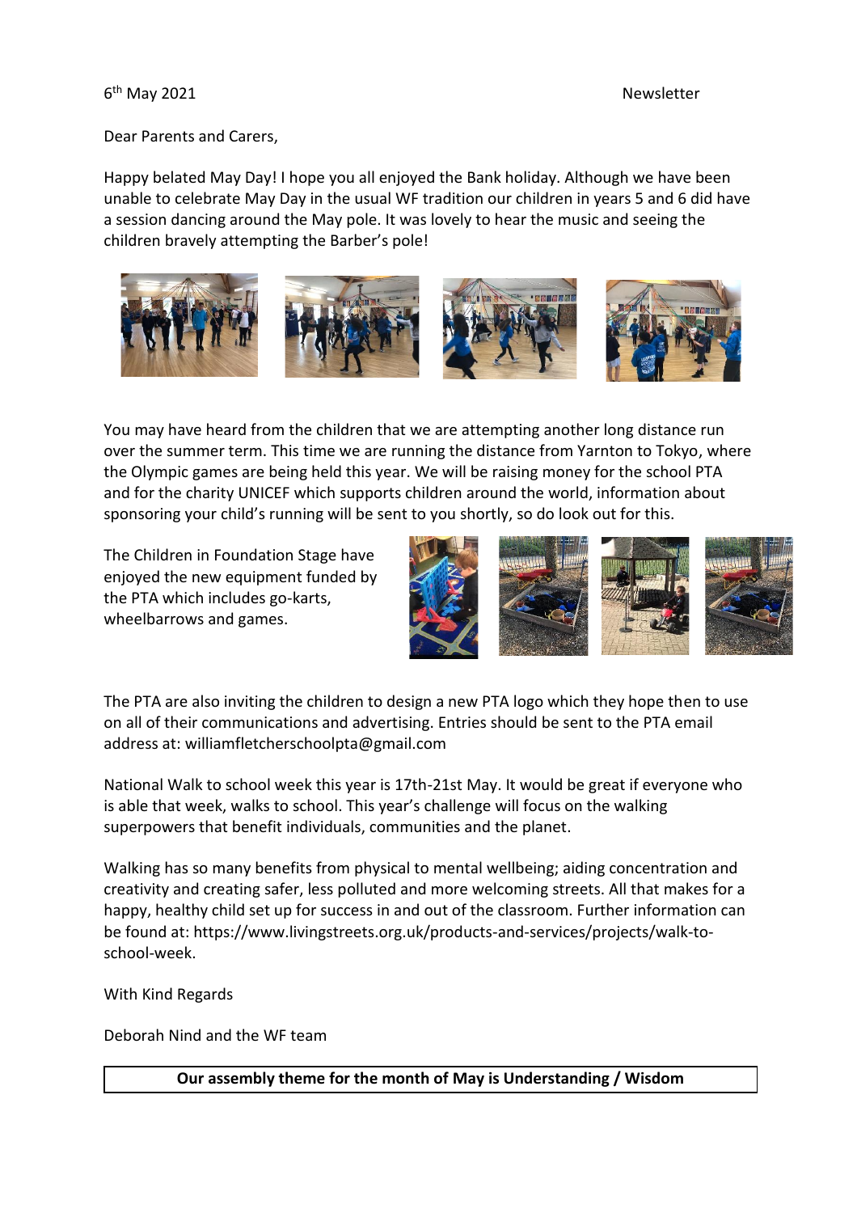6th May 2021 Newsletter

Dear Parents and Carers,

Happy belated May Day! I hope you all enjoyed the Bank holiday. Although we have been unable to celebrate May Day in the usual WF tradition our children in years 5 and 6 did have a session dancing around the May pole. It was lovely to hear the music and seeing the children bravely attempting the Barber's pole!

You may have heard from the children that we are attempting another long distance run over the summer term. This time we are running the distance from Yarnton to Tokyo, where the Olympic games are being held this year. We will be raising money for the school PTA and for the charity UNICEF which supports children around the world, information about sponsoring your child's running will be sent to you shortly, so do look out for this.

The Children in Foundation Stage have enjoyed the new equipment funded by the PTA which includes go-karts, wheelbarrows and games.

The PTA are also inviting the children to design a new PTA logo which they hope then to use on all of their communications and advertising. Entries should be sent to the PTA email address at: williamfletcherschoolpta@gmail.com

National Walk to school week this year is 17th-21st May. It would be great if everyone who is able that week, walks to school. This year's challenge will focus on the walking superpowers that benefit individuals, communities and the planet.

Walking has so many benefits from physical to mental wellbeing; aiding concentration and creativity and creating safer, less polluted and more welcoming streets. All that makes for a happy, healthy child set up for success in and out of the classroom. Further information can be found at: https://www.livingstreets.org.uk/products-and-services/projects/walk-to-school-week.

With Kind Regards

Deborah Nind and the WF team

**Our assembly theme for the month of May is Understanding / Wisdom**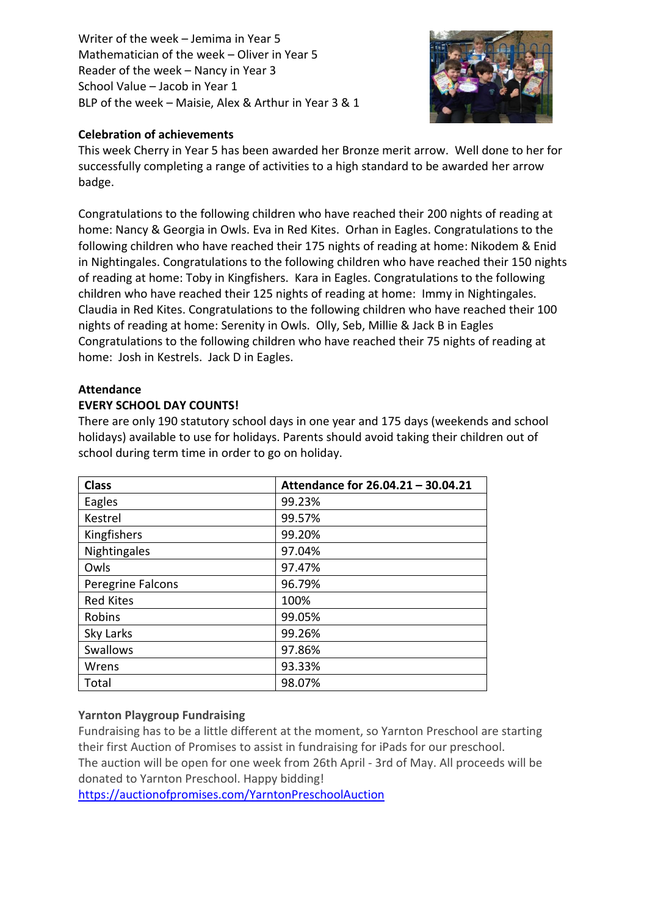Writer of the week – Jemima in Year 5
Mathematician of the week – Oliver in Year 5
Reader of the week – Nancy in Year 3
School Value – Jacob in Year 1
BLP of the week – Maisie, Alex & Arthur in Year 3 & 1

**Celebration of achievements**

This week Cherry in Year 5 has been awarded her Bronze merit arrow. Well done to her for successfully completing a range of activities to a high standard to be awarded her arrow badge.

Congratulations to the following children who have reached their 200 nights of reading at home: Nancy & Georgia in Owls. Eva in Red Kites. Orhan in Eagles. Congratulations to the following children who have reached their 175 nights of reading at home: Nikodem & Enid in Nightingales. Congratulations to the following children who have reached their 150 nights of reading at home: Toby in Kingfishers. Kara in Eagles. Congratulations to the following children who have reached their 125 nights of reading at home: Immy in Nightingales. Claudia in Red Kites. Congratulations to the following children who have reached their 100 nights of reading at home: Serenity in Owls. Olly, Seb, Millie & Jack B in Eagles Congratulations to the following children who have reached their 75 nights of reading at home: Josh in Kestrels. Jack D in Eagles.

**Attendance**

**EVERY SCHOOL DAY COUNTS!**

There are only 190 statutory school days in one year and 175 days (weekends and school holidays) available to use for holidays. Parents should avoid taking their children out of school during term time in order to go on holiday.

| Class | Attendance for 26.04.21 – 30.04.21 |
|---|---|
| Eagles | 99.23% |
| Kestrel | 99.57% |
| Kingfishers | 99.20% |
| Nightingales | 97.04% |
| Owls | 97.47% |
| Peregrine Falcons | 96.79% |
| Red Kites | 100% |
| Robins | 99.05% |
| Sky Larks | 99.26% |
| Swallows | 97.86% |
| Wrens | 93.33% |
| Total | 98.07% |

**Yarnton Playgroup Fundraising**

Fundraising has to be a little different at the moment, so Yarnton Preschool are starting their first Auction of Promises to assist in fundraising for iPads for our preschool.
The auction will be open for one week from 26th April - 3rd of May. All proceeds will be donated to Yarnton Preschool. Happy bidding!
https://auctionofpromises.com/YarntonPreschoolAuction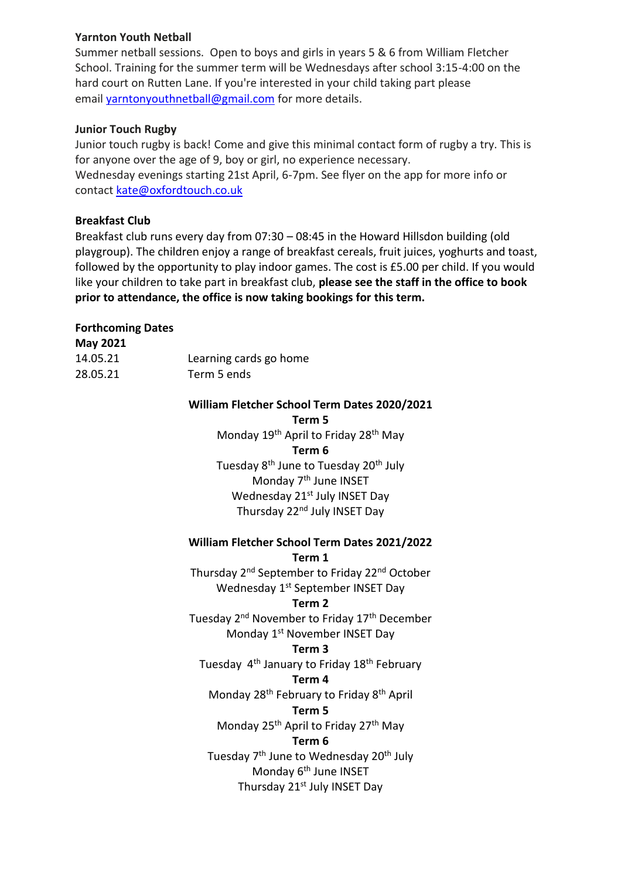**Yarnton Youth Netball**

Summer netball sessions. Open to boys and girls in years 5 & 6 from William Fletcher School. Training for the summer term will be Wednesdays after school 3:15-4:00 on the hard court on Rutten Lane. If you're interested in your child taking part please email yarntonyouthnetball@gmail.com for more details.

**Junior Touch Rugby**

Junior touch rugby is back! Come and give this minimal contact form of rugby a try. This is for anyone over the age of 9, boy or girl, no experience necessary.
Wednesday evenings starting 21st April, 6-7pm. See flyer on the app for more info or contact kate@oxfordtouch.co.uk

**Breakfast Club**

Breakfast club runs every day from 07:30 – 08:45 in the Howard Hillsdon building (old playgroup). The children enjoy a range of breakfast cereals, fruit juices, yoghurts and toast, followed by the opportunity to play indoor games. The cost is £5.00 per child. If you would like your children to take part in breakfast club, **please see the staff in the office to book prior to attendance, the office is now taking bookings for this term.**

**Forthcoming Dates**

**May 2021**

| | |
|---|---|
| 14.05.21 | Learning cards go home |
| 28.05.21 | Term 5 ends |

**William Fletcher School Term Dates 2020/2021**

**Term 5**

Monday 19th April to Friday 28th May

**Term 6**

Tuesday 8th June to Tuesday 20th July

Monday 7th June INSET

Wednesday 21st July INSET Day

Thursday 22nd July INSET Day

**William Fletcher School Term Dates 2021/2022**

**Term 1**

Thursday 2nd September to Friday 22nd October

Wednesday 1st September INSET Day

**Term 2**

Tuesday 2nd November to Friday 17th December

Monday 1st November INSET Day

**Term 3**

Tuesday 4th January to Friday 18th February

**Term 4**

Monday 28th February to Friday 8th April

**Term 5**

Monday 25th April to Friday 27th May

**Term 6**

Tuesday 7th June to Wednesday 20th July

Monday 6th June INSET

Thursday 21st July INSET Day